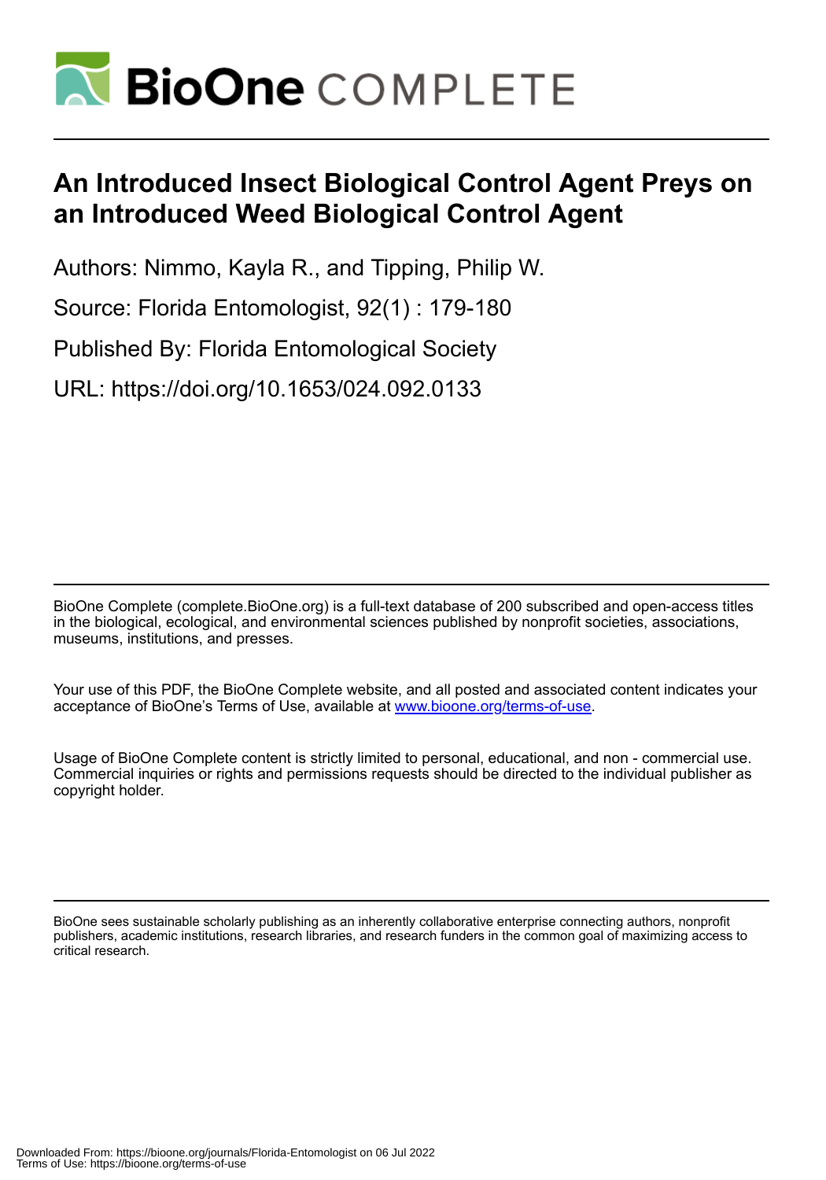# An Introduced Insect Biological Control Agent Preys on an Introduced Weed Biological Control Agent

Authors: Nimmo, Kayla R., and Tipping, Philip W.

Source: Florida Entomologist, 92(1) : 179-180

Published By: Florida Entomological Society

URL: https://doi.org/10.1653/024.092.0133

BioOne Complete (complete.BioOne.org) is a full-text database of 200 subscribed and open-access titles in the biological, ecological, and environmental sciences published by nonprofit societies, associations, museums, institutions, and presses.

Your use of this PDF, the BioOne Complete website, and all posted and associated content indicates your acceptance of BioOne's Terms of Use, available at www.bioone.org/terms-of-use.

Usage of BioOne Complete content is strictly limited to personal, educational, and non - commercial use. Commercial inquiries or rights and permissions requests should be directed to the individual publisher as copyright holder.

BioOne sees sustainable scholarly publishing as an inherently collaborative enterprise connecting authors, nonprofit publishers, academic institutions, research libraries, and research funders in the common goal of maximizing access to critical research.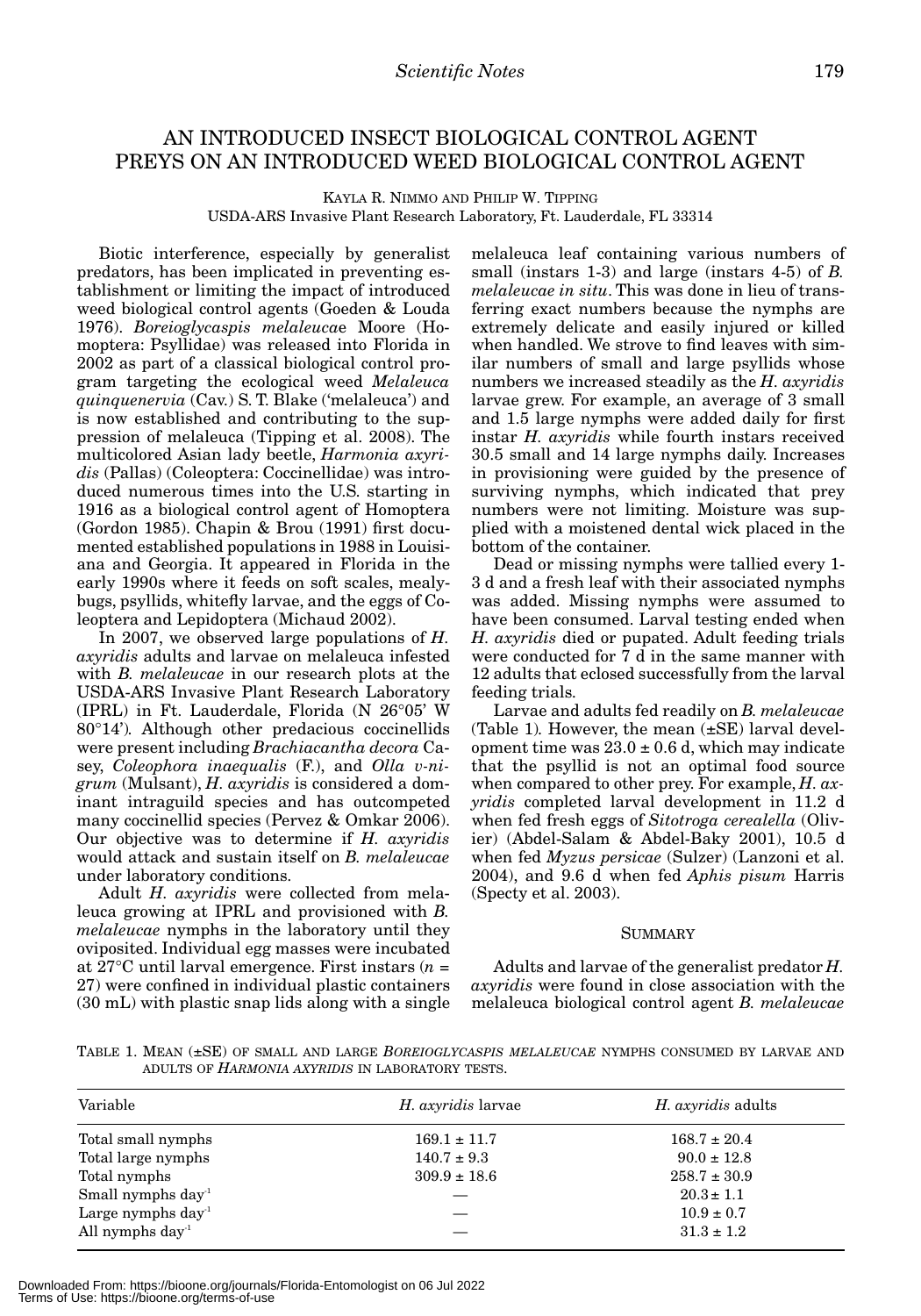## AN INTRODUCED INSECT BIOLOGICAL CONTROL AGENT PREYS ON AN INTRODUCED WEED BIOLOGICAL CONTROL AGENT

KAYLA R. NIMMO AND PHILIP W. TIPPING
USDA-ARS Invasive Plant Research Laboratory, Ft. Lauderdale, FL 33314

Biotic interference, especially by generalist predators, has been implicated in preventing establishment or limiting the impact of introduced weed biological control agents (Goeden & Louda 1976). *Boreioglycaspis melaleucae* Moore (Homoptera: Psyllidae) was released into Florida in 2002 as part of a classical biological control program targeting the ecological weed *Melaleuca quinquenervia* (Cav.) S. T. Blake ('melaleuca') and is now established and contributing to the suppression of melaleuca (Tipping et al. 2008). The multicolored Asian lady beetle, *Harmonia axyridis* (Pallas) (Coleoptera: Coccinellidae) was introduced numerous times into the U.S. starting in 1916 as a biological control agent of Homoptera (Gordon 1985). Chapin & Brou (1991) first documented established populations in 1988 in Louisiana and Georgia. It appeared in Florida in the early 1990s where it feeds on soft scales, mealybugs, psyllids, whitefly larvae, and the eggs of Coleoptera and Lepidoptera (Michaud 2002).

In 2007, we observed large populations of *H. axyridis* adults and larvae on melaleuca infested with *B. melaleucae* in our research plots at the USDA-ARS Invasive Plant Research Laboratory (IPRL) in Ft. Lauderdale, Florida (N 26°05' W 80°14'). Although other predacious coccinellids were present including *Brachiacantha decora* Casey, *Coleophora inaequalis* (F.), and *Olla v-nigrum* (Mulsant), *H. axyridis* is considered a dominant intraguild species and has outcompeted many coccinellid species (Pervez & Omkar 2006). Our objective was to determine if *H. axyridis* would attack and sustain itself on *B. melaleucae* under laboratory conditions.

Adult *H. axyridis* were collected from melaleuca growing at IPRL and provisioned with *B. melaleucae* nymphs in the laboratory until they oviposited. Individual egg masses were incubated at 27°C until larval emergence. First instars ($n$ = 27) were confined in individual plastic containers (30 mL) with plastic snap lids along with a single melaleuca leaf containing various numbers of small (instars 1-3) and large (instars 4-5) of *B. melaleucae in situ*. This was done in lieu of transferring exact numbers because the nymphs are extremely delicate and easily injured or killed when handled. We strove to find leaves with similar numbers of small and large psyllids whose numbers we increased steadily as the *H. axyridis* larvae grew. For example, an average of 3 small and 1.5 large nymphs were added daily for first instar *H. axyridis* while fourth instars received 30.5 small and 14 large nymphs daily. Increases in provisioning were guided by the presence of surviving nymphs, which indicated that prey numbers were not limiting. Moisture was supplied with a moistened dental wick placed in the bottom of the container.

Dead or missing nymphs were tallied every 1-3 d and a fresh leaf with their associated nymphs was added. Missing nymphs were assumed to have been consumed. Larval testing ended when *H. axyridis* died or pupated. Adult feeding trials were conducted for 7 d in the same manner with 12 adults that eclosed successfully from the larval feeding trials.

Larvae and adults fed readily on *B. melaleucae* (Table 1). However, the mean (±SE) larval development time was 23.0 ± 0.6 d, which may indicate that the psyllid is not an optimal food source when compared to other prey. For example, *H. axyridis* completed larval development in 11.2 d when fed fresh eggs of *Sitotroga cerealella* (Olivier) (Abdel-Salam & Abdel-Baky 2001), 10.5 d when fed *Myzus persicae* (Sulzer) (Lanzoni et al. 2004), and 9.6 d when fed *Aphis pisum* Harris (Specty et al. 2003).

### SUMMARY

Adults and larvae of the generalist predator *H. axyridis* were found in close association with the melaleuca biological control agent *B. melaleucae*

TABLE 1. MEAN (±SE) OF SMALL AND LARGE *BOREIOGLYCASPIS MELALEUCAE* NYMPHS CONSUMED BY LARVAE AND ADULTS OF *HARMONIA AXYRIDIS* IN LABORATORY TESTS.

| Variable | *H. axyridis* larvae | *H. axyridis* adults |
|---|---|---|
| Total small nymphs | 169.1 ± 11.7 | 168.7 ± 20.4 |
| Total large nymphs | 140.7 ± 9.3 | 90.0 ± 12.8 |
| Total nymphs | 309.9 ± 18.6 | 258.7 ± 30.9 |
| Small nymphs day$^{-1}$ | — | 20.3 ± 1.1 |
| Large nymphs day$^{-1}$ | — | 10.9 ± 0.7 |
| All nymphs day$^{-1}$ | — | 31.3 ± 1.2 |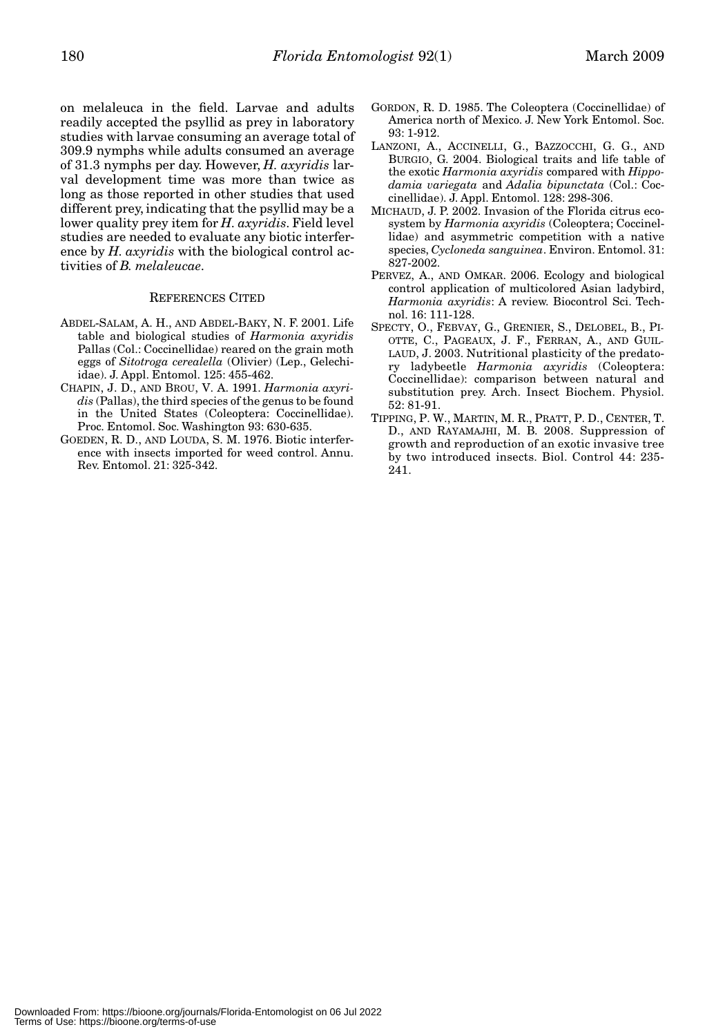on melaleuca in the field. Larvae and adults readily accepted the psyllid as prey in laboratory studies with larvae consuming an average total of 309.9 nymphs while adults consumed an average of 31.3 nymphs per day. However, *H. axyridis* larval development time was more than twice as long as those reported in other studies that used different prey, indicating that the psyllid may be a lower quality prey item for *H. axyridis*. Field level studies are needed to evaluate any biotic interference by *H. axyridis* with the biological control activities of *B. melaleucae*.

## REFERENCES CITED

ABDEL-SALAM, A. H., AND ABDEL-BAKY, N. F. 2001. Life table and biological studies of *Harmonia axyridis* Pallas (Col.: Coccinellidae) reared on the grain moth eggs of *Sitotroga cerealella* (Olivier) (Lep., Gelechiidae). J. Appl. Entomol. 125: 455-462.

CHAPIN, J. D., AND BROU, V. A. 1991. *Harmonia axyridis* (Pallas), the third species of the genus to be found in the United States (Coleoptera: Coccinellidae). Proc. Entomol. Soc. Washington 93: 630-635.

GOEDEN, R. D., AND LOUDA, S. M. 1976. Biotic interference with insects imported for weed control. Annu. Rev. Entomol. 21: 325-342.

GORDON, R. D. 1985. The Coleoptera (Coccinellidae) of America north of Mexico. J. New York Entomol. Soc. 93: 1-912.

LANZONI, A., ACCINELLI, G., BAZZOCCHI, G. G., AND BURGIO, G. 2004. Biological traits and life table of the exotic *Harmonia axyridis* compared with *Hippodamia variegata* and *Adalia bipunctata* (Col.: Coccinellidae). J. Appl. Entomol. 128: 298-306.

MICHAUD, J. P. 2002. Invasion of the Florida citrus ecosystem by *Harmonia axyridis* (Coleoptera; Coccinellidae) and asymmetric competition with a native species, *Cycloneda sanguinea*. Environ. Entomol. 31: 827-2002.

PERVEZ, A., AND OMKAR. 2006. Ecology and biological control application of multicolored Asian ladybird, *Harmonia axyridis*: A review. Biocontrol Sci. Technol. 16: 111-128.

SPECTY, O., FEBVAY, G., GRENIER, S., DELOBEL, B., PIOTTE, C., PAGEAUX, J. F., FERRAN, A., AND GUILLAUD, J. 2003. Nutritional plasticity of the predatory ladybeetle *Harmonia axyridis* (Coleoptera: Coccinellidae): comparison between natural and substitution prey. Arch. Insect Biochem. Physiol. 52: 81-91.

TIPPING, P. W., MARTIN, M. R., PRATT, P. D., CENTER, T. D., AND RAYAMAJHI, M. B. 2008. Suppression of growth and reproduction of an exotic invasive tree by two introduced insects. Biol. Control 44: 235-241.